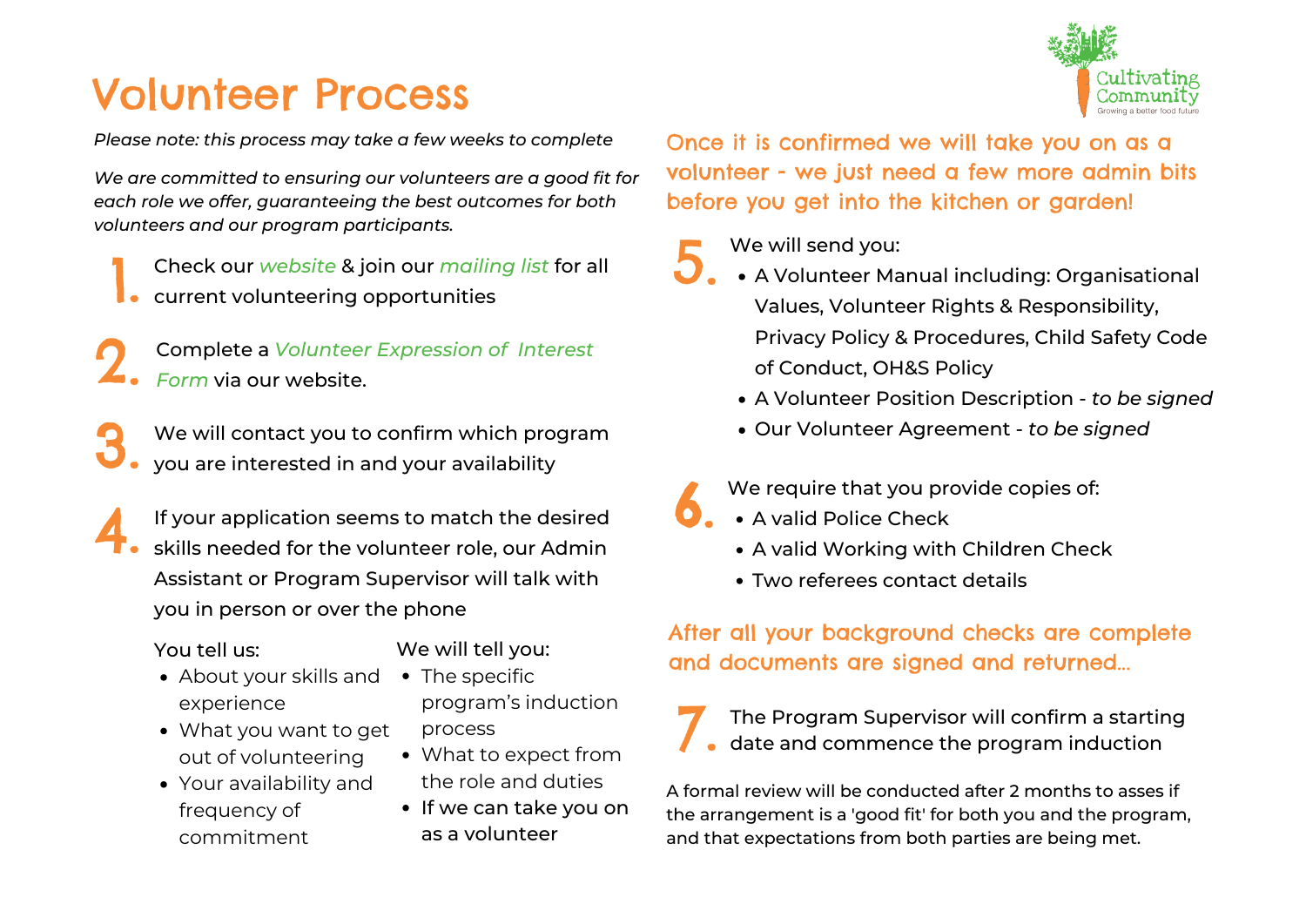# Volunteer Process

Cultivating Community
Growing a better food future

*Please note: this process may take a few weeks to complete*

*We are committed to ensuring our volunteers are a good fit for each role we offer, guaranteeing the best outcomes for both volunteers and our program participants.*

1. Check our *website* & join our *mailing list* for all current volunteering opportunities

2. Complete a *Volunteer Expression of Interest Form* via our website.

3. We will contact you to confirm which program you are interested in and your availability

4. If your application seems to match the desired skills needed for the volunteer role, our Admin Assistant or Program Supervisor will talk with you in person or over the phone

You tell us:

- About your skills and experience
- What you want to get out of volunteering
- Your availability and frequency of commitment

We will tell you:

- The specific program's induction process
- What to expect from the role and duties
- If we can take you on as a volunteer

## Once it is confirmed we will take you on as a volunteer - we just need a few more admin bits before you get into the kitchen or garden!

5. We will send you:
   - A Volunteer Manual including: Organisational Values, Volunteer Rights & Responsibility, Privacy Policy & Procedures, Child Safety Code of Conduct, OH&S Policy
   - A Volunteer Position Description - *to be signed*
   - Our Volunteer Agreement - *to be signed*

6. We require that you provide copies of:
   - A valid Police Check
   - A valid Working with Children Check
   - Two referees contact details

## After all your background checks are complete and documents are signed and returned...

7. The Program Supervisor will confirm a starting date and commence the program induction

A formal review will be conducted after 2 months to asses if the arrangement is a 'good fit' for both you and the program, and that expectations from both parties are being met.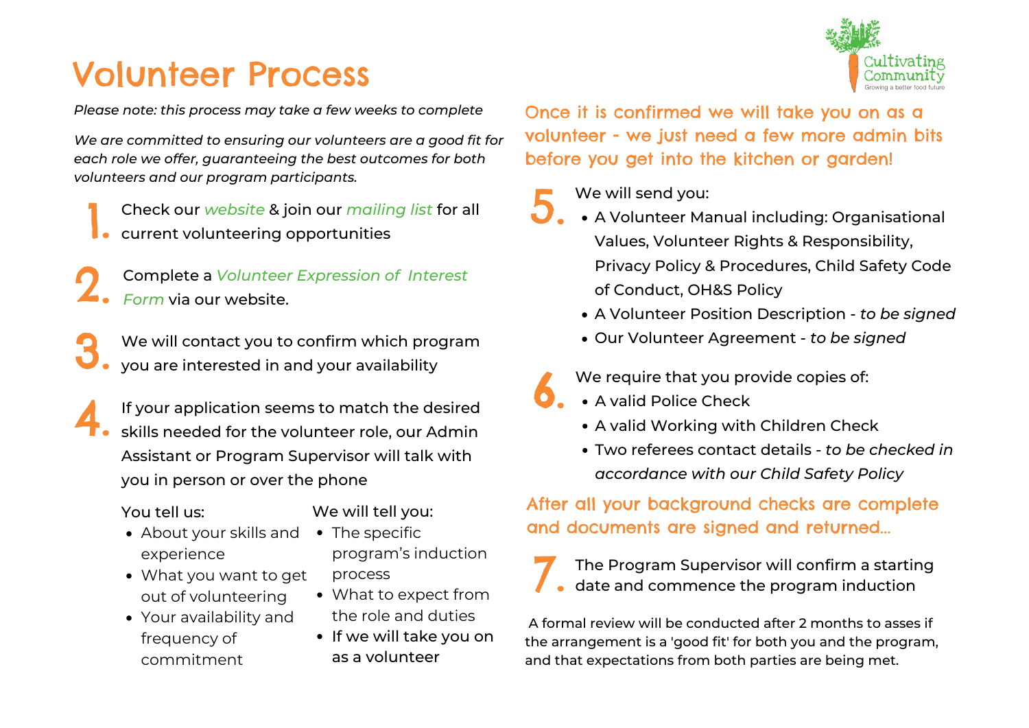# Volunteer Process

*Please note: this process may take a few weeks to complete*

*We are committed to ensuring our volunteers are a good fit for each role we offer, guaranteeing the best outcomes for both volunteers and our program participants.*

1. Check our *website* & join our *mailing list* for all current volunteering opportunities

2. Complete a *Volunteer Expression of Interest Form* via our website.

3. We will contact you to confirm which program you are interested in and your availability

4. If your application seems to match the desired skills needed for the volunteer role, our Admin Assistant or Program Supervisor will talk with you in person or over the phone

You tell us:
- About your skills and experience
- What you want to get out of volunteering
- Your availability and frequency of commitment

We will tell you:
- The specific program's induction process
- What to expect from the role and duties
- If we will take you on as a volunteer

## Once it is confirmed we will take you on as a volunteer - we just need a few more admin bits before you get into the kitchen or garden!

5. We will send you:
   - A Volunteer Manual including: Organisational Values, Volunteer Rights & Responsibility, Privacy Policy & Procedures, Child Safety Code of Conduct, OH&S Policy
   - A Volunteer Position Description - *to be signed*
   - Our Volunteer Agreement - *to be signed*

6. We require that you provide copies of:
   - A valid Police Check
   - A valid Working with Children Check
   - Two referees contact details - *to be checked in accordance with our Child Safety Policy*

## After all your background checks are complete and documents are signed and returned...

7. The Program Supervisor will confirm a starting date and commence the program induction

A formal review will be conducted after 2 months to asses if the arrangement is a 'good fit' for both you and the program, and that expectations from both parties are being met.